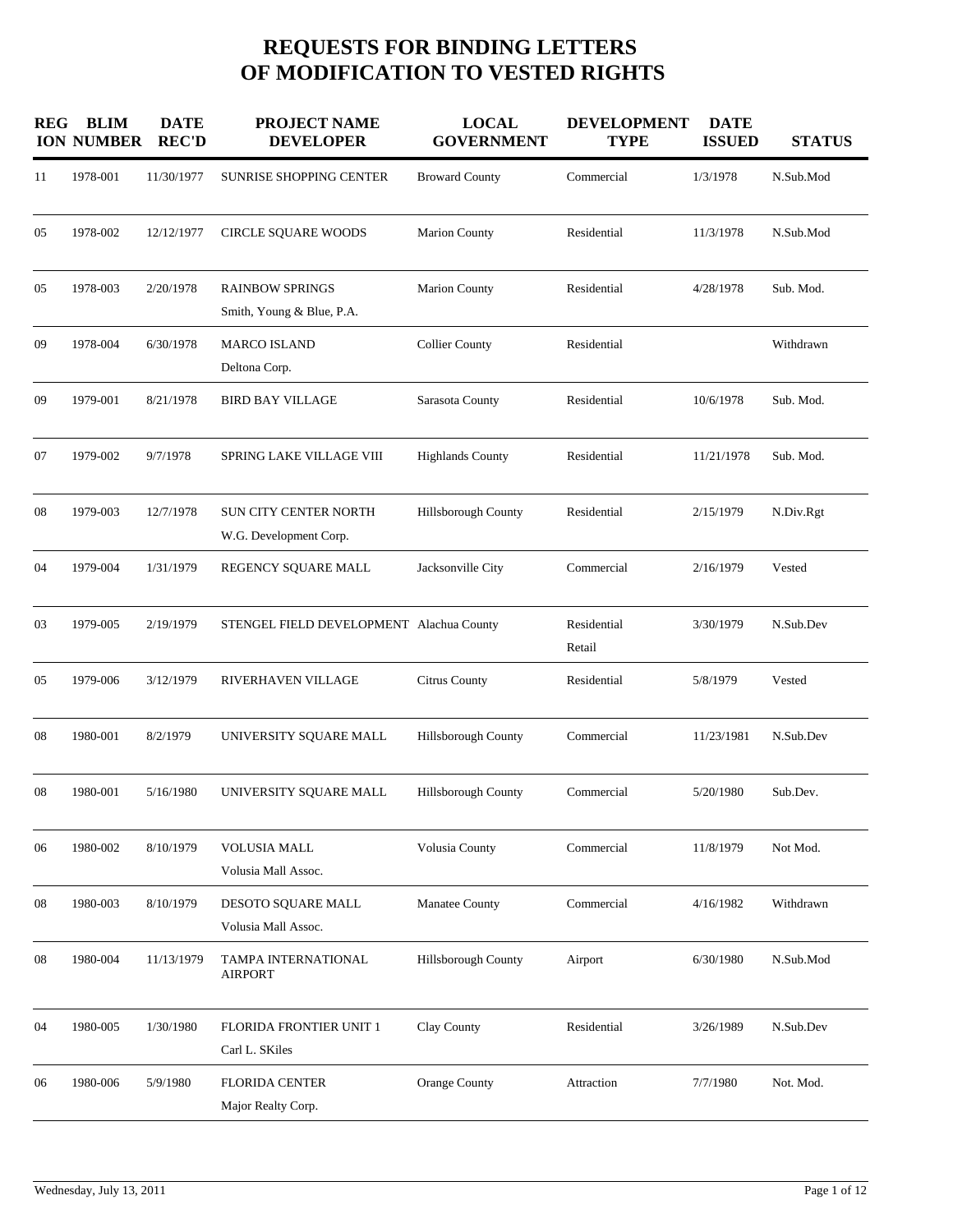# REQUESTS FOR BINDING LETTERS OF MODIFICATION TO VESTED RIGHTS

| REGION | BLIM NUMBER | DATE REC'D | PROJECT NAME DEVELOPER | LOCAL GOVERNMENT | DEVELOPMENT TYPE | DATE ISSUED | STATUS |
|---|---|---|---|---|---|---|---|
| 11 | 1978-001 | 11/30/1977 | SUNRISE SHOPPING CENTER | Broward County | Commercial | 1/3/1978 | N.Sub.Mod |
| 05 | 1978-002 | 12/12/1977 | CIRCLE SQUARE WOODS | Marion County | Residential | 11/3/1978 | N.Sub.Mod |
| 05 | 1978-003 | 2/20/1978 | RAINBOW SPRINGS<br>Smith, Young & Blue, P.A. | Marion County | Residential | 4/28/1978 | Sub. Mod. |
| 09 | 1978-004 | 6/30/1978 | MARCO ISLAND<br>Deltona Corp. | Collier County | Residential | | Withdrawn |
| 09 | 1979-001 | 8/21/1978 | BIRD BAY VILLAGE | Sarasota County | Residential | 10/6/1978 | Sub. Mod. |
| 07 | 1979-002 | 9/7/1978 | SPRING LAKE VILLAGE VIII | Highlands County | Residential | 11/21/1978 | Sub. Mod. |
| 08 | 1979-003 | 12/7/1978 | SUN CITY CENTER NORTH<br>W.G. Development Corp. | Hillsborough County | Residential | 2/15/1979 | N.Div.Rgt |
| 04 | 1979-004 | 1/31/1979 | REGENCY SQUARE MALL | Jacksonville City | Commercial | 2/16/1979 | Vested |
| 03 | 1979-005 | 2/19/1979 | STENGEL FIELD DEVELOPMENT | Alachua County | Residential<br>Retail | 3/30/1979 | N.Sub.Dev |
| 05 | 1979-006 | 3/12/1979 | RIVERHAVEN VILLAGE | Citrus County | Residential | 5/8/1979 | Vested |
| 08 | 1980-001 | 8/2/1979 | UNIVERSITY SQUARE MALL | Hillsborough County | Commercial | 11/23/1981 | N.Sub.Dev |
| 08 | 1980-001 | 5/16/1980 | UNIVERSITY SQUARE MALL | Hillsborough County | Commercial | 5/20/1980 | Sub.Dev. |
| 06 | 1980-002 | 8/10/1979 | VOLUSIA MALL<br>Volusia Mall Assoc. | Volusia County | Commercial | 11/8/1979 | Not Mod. |
| 08 | 1980-003 | 8/10/1979 | DESOTO SQUARE MALL<br>Volusia Mall Assoc. | Manatee County | Commercial | 4/16/1982 | Withdrawn |
| 08 | 1980-004 | 11/13/1979 | TAMPA INTERNATIONAL AIRPORT | Hillsborough County | Airport | 6/30/1980 | N.Sub.Mod |
| 04 | 1980-005 | 1/30/1980 | FLORIDA FRONTIER UNIT 1<br>Carl L. SKiles | Clay County | Residential | 3/26/1989 | N.Sub.Dev |
| 06 | 1980-006 | 5/9/1980 | FLORIDA CENTER<br>Major Realty Corp. | Orange County | Attraction | 7/7/1980 | Not. Mod. |

Wednesday, July 13, 2011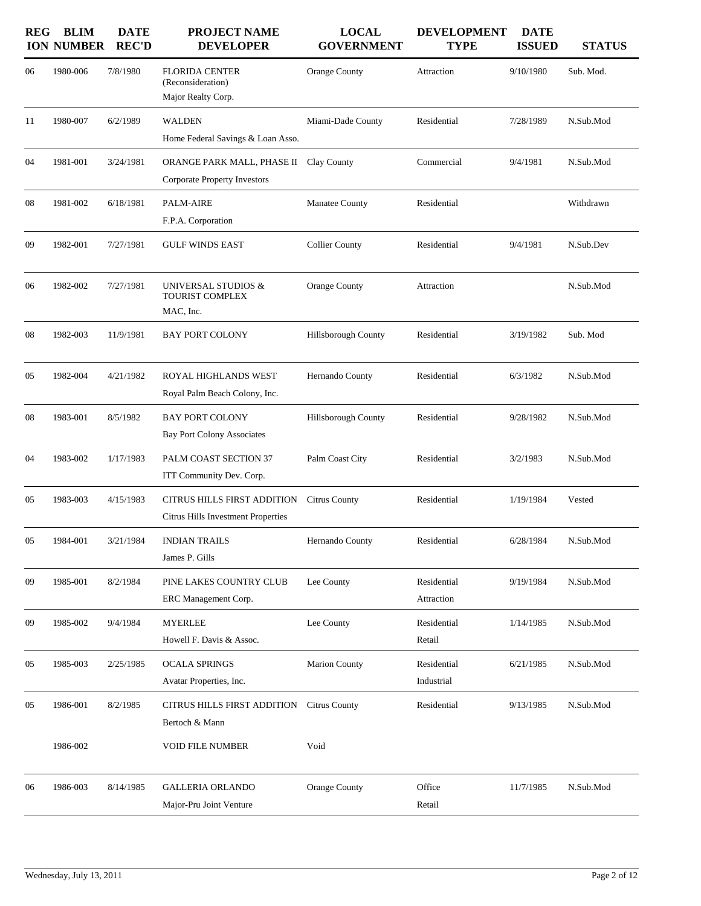| REGION | BLIM NUMBER | DATE REC'D | PROJECT NAME DEVELOPER | LOCAL GOVERNMENT | DEVELOPMENT TYPE | DATE ISSUED | STATUS |
|---|---|---|---|---|---|---|---|
| 06 | 1980-006 | 7/8/1980 | FLORIDA CENTER (Reconsideration) Major Realty Corp. | Orange County | Attraction | 9/10/1980 | Sub. Mod. |
| 11 | 1980-007 | 6/2/1989 | WALDEN Home Federal Savings & Loan Asso. | Miami-Dade County | Residential | 7/28/1989 | N.Sub.Mod |
| 04 | 1981-001 | 3/24/1981 | ORANGE PARK MALL, PHASE II Corporate Property Investors | Clay County | Commercial | 9/4/1981 | N.Sub.Mod |
| 08 | 1981-002 | 6/18/1981 | PALM-AIRE F.P.A. Corporation | Manatee County | Residential | | Withdrawn |
| 09 | 1982-001 | 7/27/1981 | GULF WINDS EAST | Collier County | Residential | 9/4/1981 | N.Sub.Dev |
| 06 | 1982-002 | 7/27/1981 | UNIVERSAL STUDIOS & TOURIST COMPLEX MAC, Inc. | Orange County | Attraction | | N.Sub.Mod |
| 08 | 1982-003 | 11/9/1981 | BAY PORT COLONY | Hillsborough County | Residential | 3/19/1982 | Sub. Mod |
| 05 | 1982-004 | 4/21/1982 | ROYAL HIGHLANDS WEST Royal Palm Beach Colony, Inc. | Hernando County | Residential | 6/3/1982 | N.Sub.Mod |
| 08 | 1983-001 | 8/5/1982 | BAY PORT COLONY Bay Port Colony Associates | Hillsborough County | Residential | 9/28/1982 | N.Sub.Mod |
| 04 | 1983-002 | 1/17/1983 | PALM COAST SECTION 37 ITT Community Dev. Corp. | Palm Coast City | Residential | 3/2/1983 | N.Sub.Mod |
| 05 | 1983-003 | 4/15/1983 | CITRUS HILLS FIRST ADDITION Citrus Hills Investment Properties | Citrus County | Residential | 1/19/1984 | Vested |
| 05 | 1984-001 | 3/21/1984 | INDIAN TRAILS James P. Gills | Hernando County | Residential | 6/28/1984 | N.Sub.Mod |
| 09 | 1985-001 | 8/2/1984 | PINE LAKES COUNTRY CLUB ERC Management Corp. | Lee County | Residential Attraction | 9/19/1984 | N.Sub.Mod |
| 09 | 1985-002 | 9/4/1984 | MYERLEE Howell F. Davis & Assoc. | Lee County | Residential Retail | 1/14/1985 | N.Sub.Mod |
| 05 | 1985-003 | 2/25/1985 | OCALA SPRINGS Avatar Properties, Inc. | Marion County | Residential Industrial | 6/21/1985 | N.Sub.Mod |
| 05 | 1986-001 | 8/2/1985 | CITRUS HILLS FIRST ADDITION Bertoch & Mann | Citrus County | Residential | 9/13/1985 | N.Sub.Mod |
| | 1986-002 | | VOID FILE NUMBER | Void | | | |
| 06 | 1986-003 | 8/14/1985 | GALLERIA ORLANDO Major-Pru Joint Venture | Orange County | Office Retail | 11/7/1985 | N.Sub.Mod |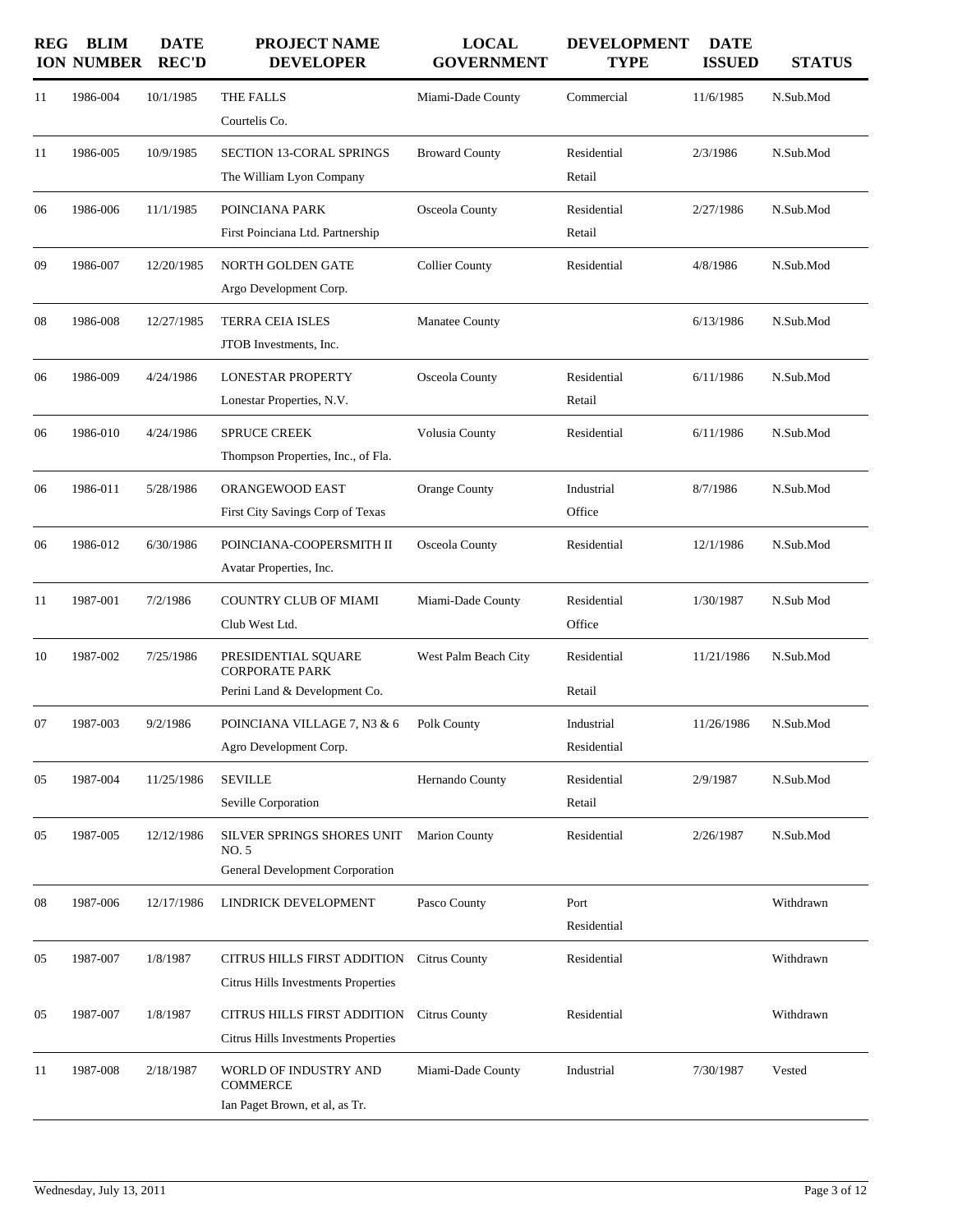| REGION | BLIM NUMBER | DATE REC'D | PROJECT NAME DEVELOPER | LOCAL GOVERNMENT | DEVELOPMENT TYPE | DATE ISSUED | STATUS |
|---|---|---|---|---|---|---|---|
| 11 | 1986-004 | 10/1/1985 | THE FALLS<br>Courtelis Co. | Miami-Dade County | Commercial | 11/6/1985 | N.Sub.Mod |
| 11 | 1986-005 | 10/9/1985 | SECTION 13-CORAL SPRINGS<br>The William Lyon Company | Broward County | Residential<br>Retail | 2/3/1986 | N.Sub.Mod |
| 06 | 1986-006 | 11/1/1985 | POINCIANA PARK<br>First Poinciana Ltd. Partnership | Osceola County | Residential<br>Retail | 2/27/1986 | N.Sub.Mod |
| 09 | 1986-007 | 12/20/1985 | NORTH GOLDEN GATE<br>Argo Development Corp. | Collier County | Residential | 4/8/1986 | N.Sub.Mod |
| 08 | 1986-008 | 12/27/1985 | TERRA CEIA ISLES<br>JTOB Investments, Inc. | Manatee County | | 6/13/1986 | N.Sub.Mod |
| 06 | 1986-009 | 4/24/1986 | LONESTAR PROPERTY<br>Lonestar Properties, N.V. | Osceola County | Residential<br>Retail | 6/11/1986 | N.Sub.Mod |
| 06 | 1986-010 | 4/24/1986 | SPRUCE CREEK<br>Thompson Properties, Inc., of Fla. | Volusia County | Residential | 6/11/1986 | N.Sub.Mod |
| 06 | 1986-011 | 5/28/1986 | ORANGEWOOD EAST<br>First City Savings Corp of Texas | Orange County | Industrial<br>Office | 8/7/1986 | N.Sub.Mod |
| 06 | 1986-012 | 6/30/1986 | POINCIANA-COOPERSMITH II<br>Avatar Properties, Inc. | Osceola County | Residential | 12/1/1986 | N.Sub.Mod |
| 11 | 1987-001 | 7/2/1986 | COUNTRY CLUB OF MIAMI<br>Club West Ltd. | Miami-Dade County | Residential<br>Office | 1/30/1987 | N.Sub Mod |
| 10 | 1987-002 | 7/25/1986 | PRESIDENTIAL SQUARE CORPORATE PARK<br>Perini Land & Development Co. | West Palm Beach City | Residential<br>Retail | 11/21/1986 | N.Sub.Mod |
| 07 | 1987-003 | 9/2/1986 | POINCIANA VILLAGE 7, N3 & 6<br>Agro Development Corp. | Polk County | Industrial<br>Residential | 11/26/1986 | N.Sub.Mod |
| 05 | 1987-004 | 11/25/1986 | SEVILLE<br>Seville Corporation | Hernando County | Residential<br>Retail | 2/9/1987 | N.Sub.Mod |
| 05 | 1987-005 | 12/12/1986 | SILVER SPRINGS SHORES UNIT NO. 5<br>General Development Corporation | Marion County | Residential | 2/26/1987 | N.Sub.Mod |
| 08 | 1987-006 | 12/17/1986 | LINDRICK DEVELOPMENT | Pasco County | Port<br>Residential | | Withdrawn |
| 05 | 1987-007 | 1/8/1987 | CITRUS HILLS FIRST ADDITION<br>Citrus Hills Investments Properties | Citrus County | Residential | | Withdrawn |
| 05 | 1987-007 | 1/8/1987 | CITRUS HILLS FIRST ADDITION<br>Citrus Hills Investments Properties | Citrus County | Residential | | Withdrawn |
| 11 | 1987-008 | 2/18/1987 | WORLD OF INDUSTRY AND COMMERCE<br>Ian Paget Brown, et al, as Tr. | Miami-Dade County | Industrial | 7/30/1987 | Vested |

Wednesday, July 13, 2011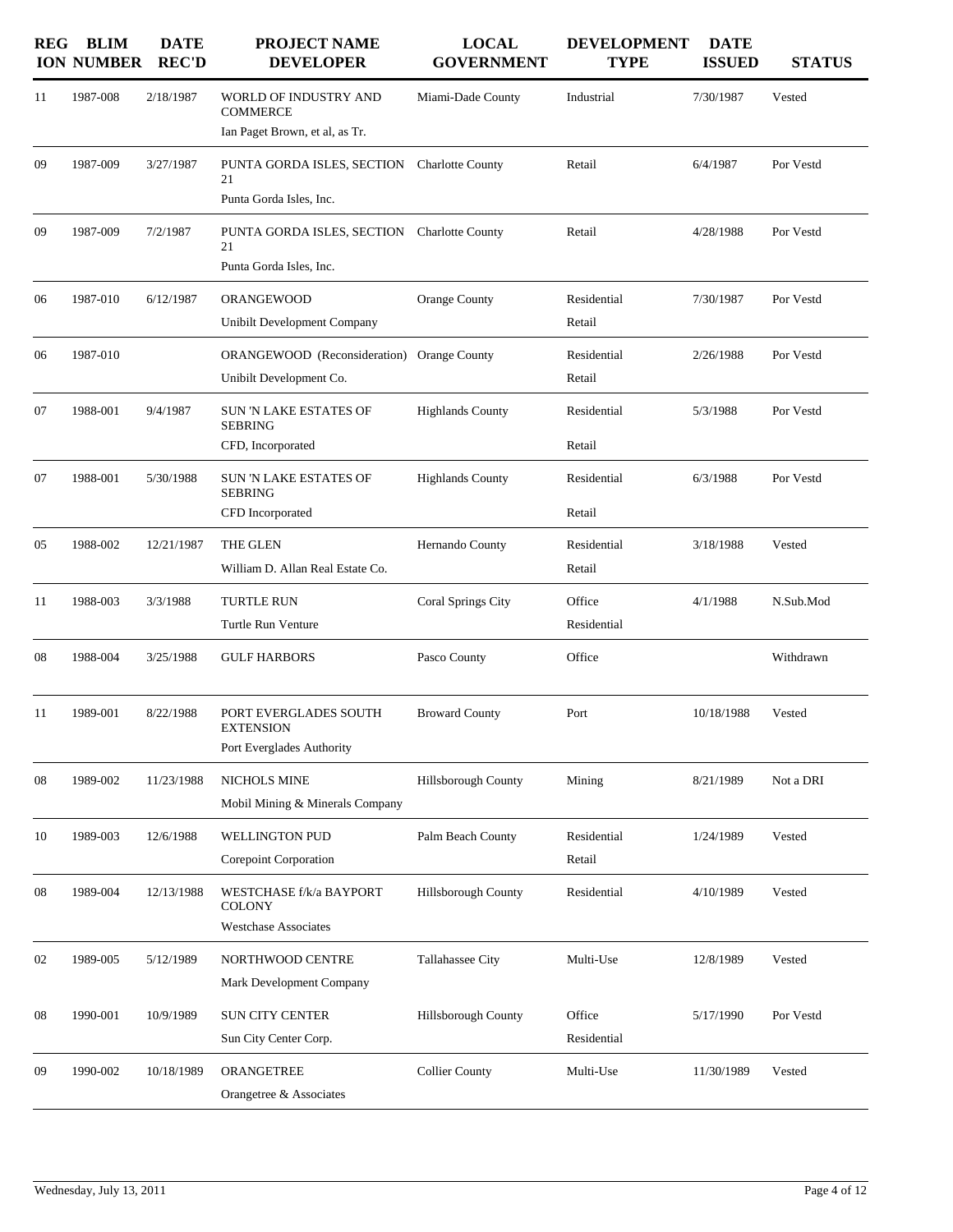| REGION | BLIM NUMBER | DATE REC'D | PROJECT NAME DEVELOPER | LOCAL GOVERNMENT | DEVELOPMENT TYPE | DATE ISSUED | STATUS |
|---|---|---|---|---|---|---|---|
| 11 | 1987-008 | 2/18/1987 | WORLD OF INDUSTRY AND COMMERCE<br>Ian Paget Brown, et al, as Tr. | Miami-Dade County | Industrial | 7/30/1987 | Vested |
| 09 | 1987-009 | 3/27/1987 | PUNTA GORDA ISLES, SECTION 21<br>Punta Gorda Isles, Inc. | Charlotte County | Retail | 6/4/1987 | Por Vestd |
| 09 | 1987-009 | 7/2/1987 | PUNTA GORDA ISLES, SECTION 21<br>Punta Gorda Isles, Inc. | Charlotte County | Retail | 4/28/1988 | Por Vestd |
| 06 | 1987-010 | 6/12/1987 | ORANGEWOOD<br>Unibilt Development Company | Orange County | Residential<br>Retail | 7/30/1987 | Por Vestd |
| 06 | 1987-010 | | ORANGEWOOD (Reconsideration)<br>Unibilt Development Co. | Orange County | Residential<br>Retail | 2/26/1988 | Por Vestd |
| 07 | 1988-001 | 9/4/1987 | SUN 'N LAKE ESTATES OF SEBRING<br>CFD, Incorporated | Highlands County | Residential<br>Retail | 5/3/1988 | Por Vestd |
| 07 | 1988-001 | 5/30/1988 | SUN 'N LAKE ESTATES OF SEBRING<br>CFD Incorporated | Highlands County | Residential<br>Retail | 6/3/1988 | Por Vestd |
| 05 | 1988-002 | 12/21/1987 | THE GLEN<br>William D. Allan Real Estate Co. | Hernando County | Residential<br>Retail | 3/18/1988 | Vested |
| 11 | 1988-003 | 3/3/1988 | TURTLE RUN<br>Turtle Run Venture | Coral Springs City | Office<br>Residential | 4/1/1988 | N.Sub.Mod |
| 08 | 1988-004 | 3/25/1988 | GULF HARBORS | Pasco County | Office | | Withdrawn |
| 11 | 1989-001 | 8/22/1988 | PORT EVERGLADES SOUTH EXTENSION<br>Port Everglades Authority | Broward County | Port | 10/18/1988 | Vested |
| 08 | 1989-002 | 11/23/1988 | NICHOLS MINE<br>Mobil Mining & Minerals Company | Hillsborough County | Mining | 8/21/1989 | Not a DRI |
| 10 | 1989-003 | 12/6/1988 | WELLINGTON PUD<br>Corepoint Corporation | Palm Beach County | Residential<br>Retail | 1/24/1989 | Vested |
| 08 | 1989-004 | 12/13/1988 | WESTCHASE f/k/a BAYPORT COLONY<br>Westchase Associates | Hillsborough County | Residential | 4/10/1989 | Vested |
| 02 | 1989-005 | 5/12/1989 | NORTHWOOD CENTRE<br>Mark Development Company | Tallahassee City | Multi-Use | 12/8/1989 | Vested |
| 08 | 1990-001 | 10/9/1989 | SUN CITY CENTER<br>Sun City Center Corp. | Hillsborough County | Office<br>Residential | 5/17/1990 | Por Vestd |
| 09 | 1990-002 | 10/18/1989 | ORANGETREE<br>Orangetree & Associates | Collier County | Multi-Use | 11/30/1989 | Vested |

Wednesday, July 13, 2011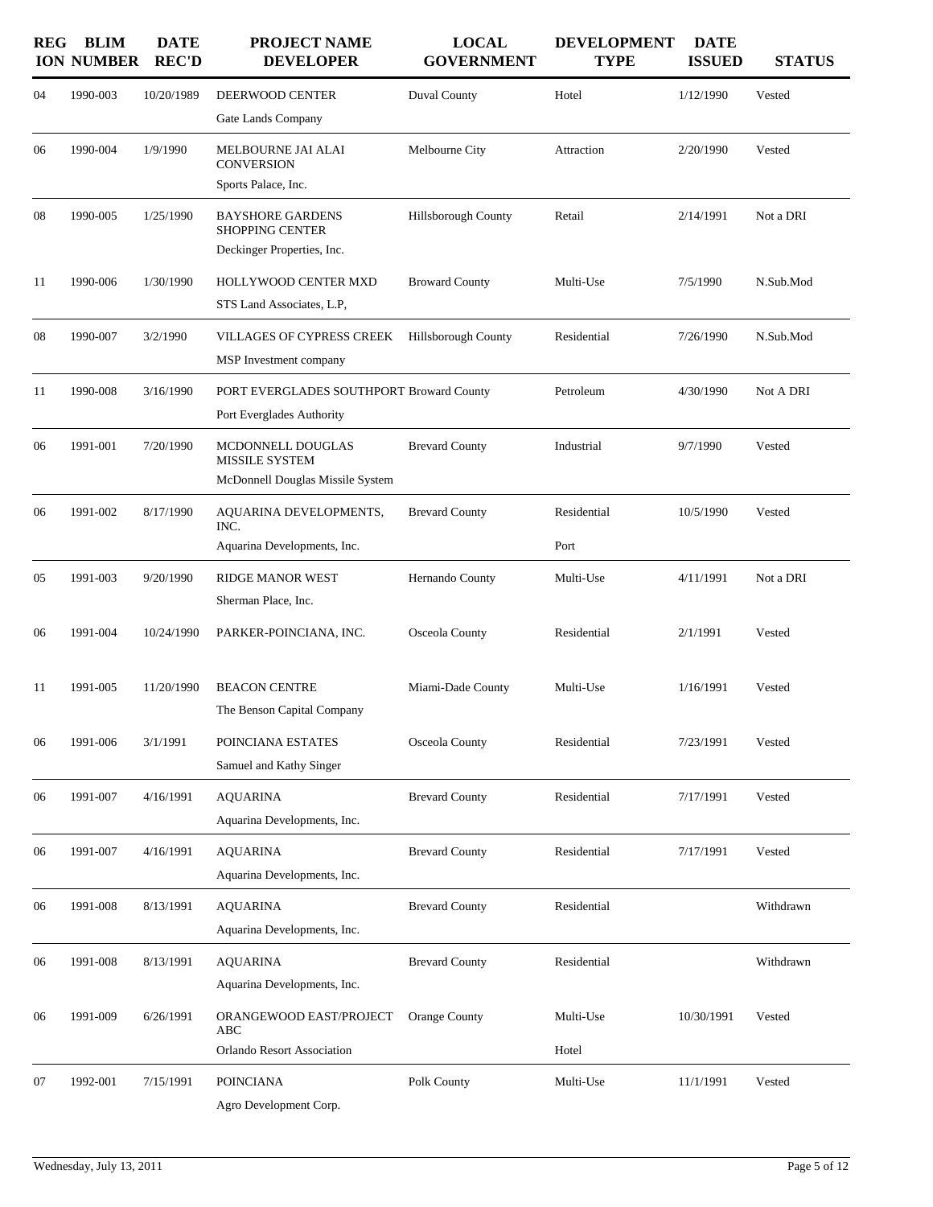| REGION | BLIM NUMBER | DATE REC'D | PROJECT NAME DEVELOPER | LOCAL GOVERNMENT | DEVELOPMENT TYPE | DATE ISSUED | STATUS |
|---|---|---|---|---|---|---|---|
| 04 | 1990-003 | 10/20/1989 | DEERWOOD CENTER<br>Gate Lands Company | Duval County | Hotel | 1/12/1990 | Vested |
| 06 | 1990-004 | 1/9/1990 | MELBOURNE JAI ALAI CONVERSION<br>Sports Palace, Inc. | Melbourne City | Attraction | 2/20/1990 | Vested |
| 08 | 1990-005 | 1/25/1990 | BAYSHORE GARDENS SHOPPING CENTER<br>Deckinger Properties, Inc. | Hillsborough County | Retail | 2/14/1991 | Not a DRI |
| 11 | 1990-006 | 1/30/1990 | HOLLYWOOD CENTER MXD<br>STS Land Associates, L.P, | Broward County | Multi-Use | 7/5/1990 | N.Sub.Mod |
| 08 | 1990-007 | 3/2/1990 | VILLAGES OF CYPRESS CREEK<br>MSP Investment company | Hillsborough County | Residential | 7/26/1990 | N.Sub.Mod |
| 11 | 1990-008 | 3/16/1990 | PORT EVERGLADES SOUTHPORT<br>Port Everglades Authority | Broward County | Petroleum | 4/30/1990 | Not A DRI |
| 06 | 1991-001 | 7/20/1990 | MCDONNELL DOUGLAS MISSILE SYSTEM<br>McDonnell Douglas Missile System | Brevard County | Industrial | 9/7/1990 | Vested |
| 06 | 1991-002 | 8/17/1990 | AQUARINA DEVELOPMENTS, INC.<br>Aquarina Developments, Inc. | Brevard County | Residential<br>Port | 10/5/1990 | Vested |
| 05 | 1991-003 | 9/20/1990 | RIDGE MANOR WEST<br>Sherman Place, Inc. | Hernando County | Multi-Use | 4/11/1991 | Not a DRI |
| 06 | 1991-004 | 10/24/1990 | PARKER-POINCIANA, INC. | Osceola County | Residential | 2/1/1991 | Vested |
| 11 | 1991-005 | 11/20/1990 | BEACON CENTRE<br>The Benson Capital Company | Miami-Dade County | Multi-Use | 1/16/1991 | Vested |
| 06 | 1991-006 | 3/1/1991 | POINCIANA ESTATES<br>Samuel and Kathy Singer | Osceola County | Residential | 7/23/1991 | Vested |
| 06 | 1991-007 | 4/16/1991 | AQUARINA<br>Aquarina Developments, Inc. | Brevard County | Residential | 7/17/1991 | Vested |
| 06 | 1991-007 | 4/16/1991 | AQUARINA<br>Aquarina Developments, Inc. | Brevard County | Residential | 7/17/1991 | Vested |
| 06 | 1991-008 | 8/13/1991 | AQUARINA<br>Aquarina Developments, Inc. | Brevard County | Residential | | Withdrawn |
| 06 | 1991-008 | 8/13/1991 | AQUARINA<br>Aquarina Developments, Inc. | Brevard County | Residential | | Withdrawn |
| 06 | 1991-009 | 6/26/1991 | ORANGEWOOD EAST/PROJECT ABC<br>Orlando Resort Association | Orange County | Multi-Use<br>Hotel | 10/30/1991 | Vested |
| 07 | 1992-001 | 7/15/1991 | POINCIANA<br>Agro Development Corp. | Polk County | Multi-Use | 11/1/1991 | Vested |

Wednesday, July 13, 2011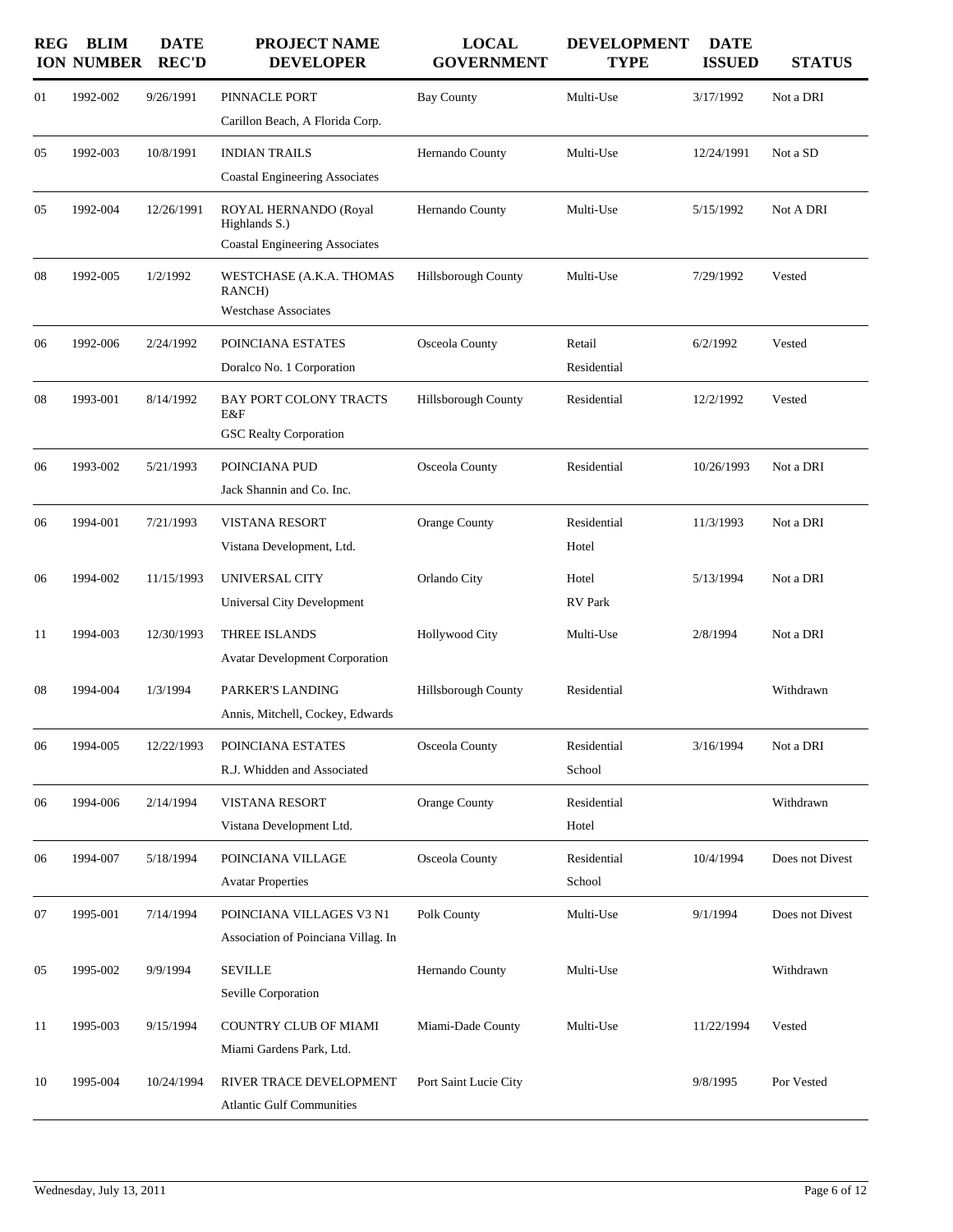| REGION | BLIM NUMBER | DATE REC'D | PROJECT NAME DEVELOPER | LOCAL GOVERNMENT | DEVELOPMENT TYPE | DATE ISSUED | STATUS |
|---|---|---|---|---|---|---|---|
| 01 | 1992-002 | 9/26/1991 | PINNACLE PORT<br>Carillon Beach, A Florida Corp. | Bay County | Multi-Use | 3/17/1992 | Not a DRI |
| 05 | 1992-003 | 10/8/1991 | INDIAN TRAILS<br>Coastal Engineering Associates | Hernando County | Multi-Use | 12/24/1991 | Not a SD |
| 05 | 1992-004 | 12/26/1991 | ROYAL HERNANDO (Royal Highlands S.)<br>Coastal Engineering Associates | Hernando County | Multi-Use | 5/15/1992 | Not A DRI |
| 08 | 1992-005 | 1/2/1992 | WESTCHASE (A.K.A. THOMAS RANCH)<br>Westchase Associates | Hillsborough County | Multi-Use | 7/29/1992 | Vested |
| 06 | 1992-006 | 2/24/1992 | POINCIANA ESTATES<br>Doralco No. 1 Corporation | Osceola County | Retail<br>Residential | 6/2/1992 | Vested |
| 08 | 1993-001 | 8/14/1992 | BAY PORT COLONY TRACTS E&F<br>GSC Realty Corporation | Hillsborough County | Residential | 12/2/1992 | Vested |
| 06 | 1993-002 | 5/21/1993 | POINCIANA PUD<br>Jack Shannin and Co. Inc. | Osceola County | Residential | 10/26/1993 | Not a DRI |
| 06 | 1994-001 | 7/21/1993 | VISTANA RESORT<br>Vistana Development, Ltd. | Orange County | Residential<br>Hotel | 11/3/1993 | Not a DRI |
| 06 | 1994-002 | 11/15/1993 | UNIVERSAL CITY<br>Universal City Development | Orlando City | Hotel<br>RV Park | 5/13/1994 | Not a DRI |
| 11 | 1994-003 | 12/30/1993 | THREE ISLANDS<br>Avatar Development Corporation | Hollywood City | Multi-Use | 2/8/1994 | Not a DRI |
| 08 | 1994-004 | 1/3/1994 | PARKER'S LANDING<br>Annis, Mitchell, Cockey, Edwards | Hillsborough County | Residential | | Withdrawn |
| 06 | 1994-005 | 12/22/1993 | POINCIANA ESTATES<br>R.J. Whidden and Associated | Osceola County | Residential<br>School | 3/16/1994 | Not a DRI |
| 06 | 1994-006 | 2/14/1994 | VISTANA RESORT<br>Vistana Development Ltd. | Orange County | Residential<br>Hotel | | Withdrawn |
| 06 | 1994-007 | 5/18/1994 | POINCIANA VILLAGE<br>Avatar Properties | Osceola County | Residential<br>School | 10/4/1994 | Does not Divest |
| 07 | 1995-001 | 7/14/1994 | POINCIANA VILLAGES V3 N1<br>Association of Poinciana Villag. In | Polk County | Multi-Use | 9/1/1994 | Does not Divest |
| 05 | 1995-002 | 9/9/1994 | SEVILLE<br>Seville Corporation | Hernando County | Multi-Use | | Withdrawn |
| 11 | 1995-003 | 9/15/1994 | COUNTRY CLUB OF MIAMI<br>Miami Gardens Park, Ltd. | Miami-Dade County | Multi-Use | 11/22/1994 | Vested |
| 10 | 1995-004 | 10/24/1994 | RIVER TRACE DEVELOPMENT<br>Atlantic Gulf Communities | Port Saint Lucie City | | 9/8/1995 | Por Vested |

Wednesday, July 13, 2011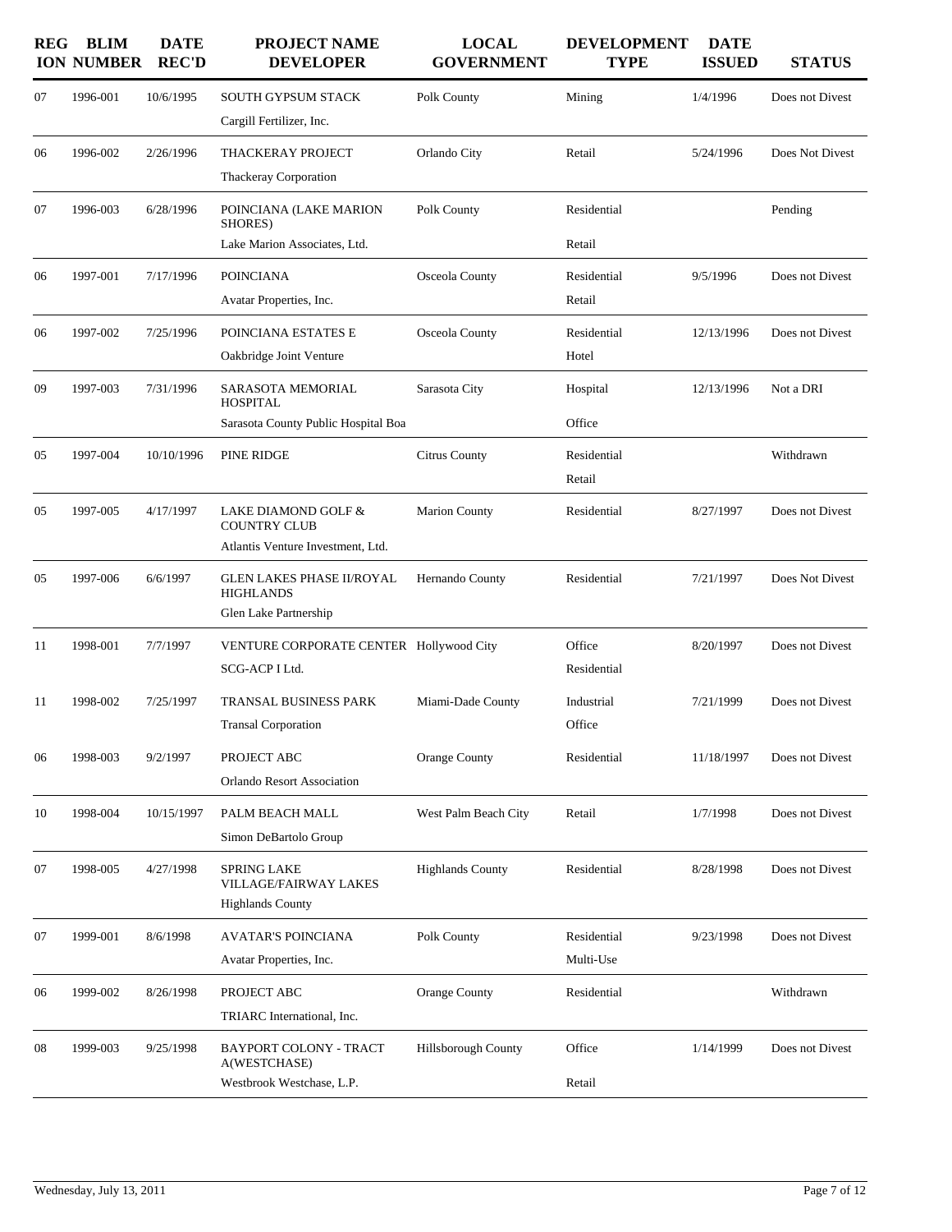| REGION | BLIM NUMBER | DATE REC'D | PROJECT NAME / DEVELOPER | LOCAL GOVERNMENT | DEVELOPMENT TYPE | DATE ISSUED | STATUS |
|---|---|---|---|---|---|---|---|
| 07 | 1996-001 | 10/6/1995 | SOUTH GYPSUM STACK<br>Cargill Fertilizer, Inc. | Polk County | Mining | 1/4/1996 | Does not Divest |
| 06 | 1996-002 | 2/26/1996 | THACKERAY PROJECT<br>Thackeray Corporation | Orlando City | Retail | 5/24/1996 | Does Not Divest |
| 07 | 1996-003 | 6/28/1996 | POINCIANA (LAKE MARION SHORES)<br>Lake Marion Associates, Ltd. | Polk County | Residential<br>Retail | | Pending |
| 06 | 1997-001 | 7/17/1996 | POINCIANA<br>Avatar Properties, Inc. | Osceola County | Residential<br>Retail | 9/5/1996 | Does not Divest |
| 06 | 1997-002 | 7/25/1996 | POINCIANA ESTATES E<br>Oakbridge Joint Venture | Osceola County | Residential<br>Hotel | 12/13/1996 | Does not Divest |
| 09 | 1997-003 | 7/31/1996 | SARASOTA MEMORIAL HOSPITAL<br>Sarasota County Public Hospital Boa | Sarasota City | Hospital<br>Office | 12/13/1996 | Not a DRI |
| 05 | 1997-004 | 10/10/1996 | PINE RIDGE | Citrus County | Residential<br>Retail | | Withdrawn |
| 05 | 1997-005 | 4/17/1997 | LAKE DIAMOND GOLF & COUNTRY CLUB<br>Atlantis Venture Investment, Ltd. | Marion County | Residential | 8/27/1997 | Does not Divest |
| 05 | 1997-006 | 6/6/1997 | GLEN LAKES PHASE II/ROYAL HIGHLANDS<br>Glen Lake Partnership | Hernando County | Residential | 7/21/1997 | Does Not Divest |
| 11 | 1998-001 | 7/7/1997 | VENTURE CORPORATE CENTER<br>SCG-ACP I Ltd. | Hollywood City | Office<br>Residential | 8/20/1997 | Does not Divest |
| 11 | 1998-002 | 7/25/1997 | TRANSAL BUSINESS PARK<br>Transal Corporation | Miami-Dade County | Industrial<br>Office | 7/21/1999 | Does not Divest |
| 06 | 1998-003 | 9/2/1997 | PROJECT ABC<br>Orlando Resort Association | Orange County | Residential | 11/18/1997 | Does not Divest |
| 10 | 1998-004 | 10/15/1997 | PALM BEACH MALL<br>Simon DeBartolo Group | West Palm Beach City | Retail | 1/7/1998 | Does not Divest |
| 07 | 1998-005 | 4/27/1998 | SPRING LAKE VILLAGE/FAIRWAY LAKES<br>Highlands County | Highlands County | Residential | 8/28/1998 | Does not Divest |
| 07 | 1999-001 | 8/6/1998 | AVATAR'S POINCIANA<br>Avatar Properties, Inc. | Polk County | Residential<br>Multi-Use | 9/23/1998 | Does not Divest |
| 06 | 1999-002 | 8/26/1998 | PROJECT ABC<br>TRIARC International, Inc. | Orange County | Residential | | Withdrawn |
| 08 | 1999-003 | 9/25/1998 | BAYPORT COLONY - TRACT A(WESTCHASE)<br>Westbrook Westchase, L.P. | Hillsborough County | Office<br>Retail | 1/14/1999 | Does not Divest |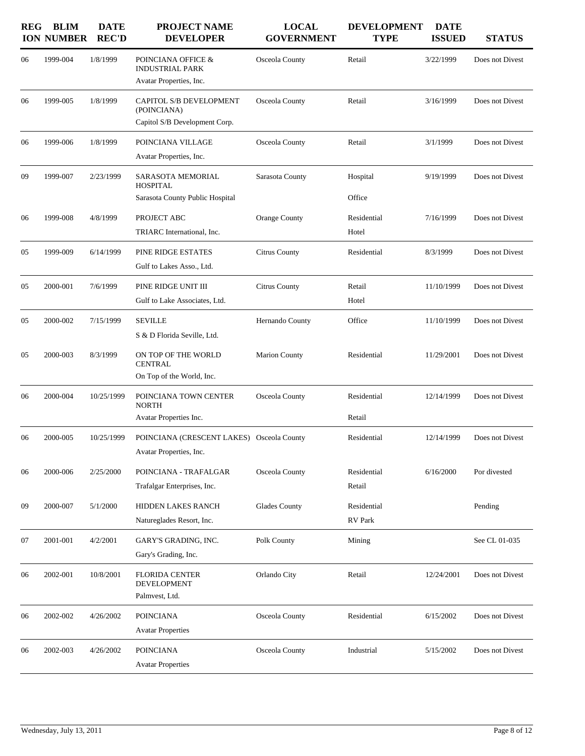| REGION | BLIM NUMBER | DATE REC'D | PROJECT NAME DEVELOPER | LOCAL GOVERNMENT | DEVELOPMENT TYPE | DATE ISSUED | STATUS |
|---|---|---|---|---|---|---|---|
| 06 | 1999-004 | 1/8/1999 | POINCIANA OFFICE & INDUSTRIAL PARK<br>Avatar Properties, Inc. | Osceola County | Retail | 3/22/1999 | Does not Divest |
| 06 | 1999-005 | 1/8/1999 | CAPITOL S/B DEVELOPMENT (POINCIANA)<br>Capitol S/B Development Corp. | Osceola County | Retail | 3/16/1999 | Does not Divest |
| 06 | 1999-006 | 1/8/1999 | POINCIANA VILLAGE<br>Avatar Properties, Inc. | Osceola County | Retail | 3/1/1999 | Does not Divest |
| 09 | 1999-007 | 2/23/1999 | SARASOTA MEMORIAL HOSPITAL<br>Sarasota County Public Hospital | Sarasota County | Hospital<br>Office | 9/19/1999 | Does not Divest |
| 06 | 1999-008 | 4/8/1999 | PROJECT ABC<br>TRIARC International, Inc. | Orange County | Residential<br>Hotel | 7/16/1999 | Does not Divest |
| 05 | 1999-009 | 6/14/1999 | PINE RIDGE ESTATES<br>Gulf to Lakes Asso., Ltd. | Citrus County | Residential | 8/3/1999 | Does not Divest |
| 05 | 2000-001 | 7/6/1999 | PINE RIDGE UNIT III<br>Gulf to Lake Associates, Ltd. | Citrus County | Retail<br>Hotel | 11/10/1999 | Does not Divest |
| 05 | 2000-002 | 7/15/1999 | SEVILLE<br>S & D Florida Seville, Ltd. | Hernando County | Office | 11/10/1999 | Does not Divest |
| 05 | 2000-003 | 8/3/1999 | ON TOP OF THE WORLD CENTRAL<br>On Top of the World, Inc. | Marion County | Residential | 11/29/2001 | Does not Divest |
| 06 | 2000-004 | 10/25/1999 | POINCIANA TOWN CENTER NORTH<br>Avatar Properties Inc. | Osceola County | Residential<br>Retail | 12/14/1999 | Does not Divest |
| 06 | 2000-005 | 10/25/1999 | POINCIANA (CRESCENT LAKES)<br>Avatar Properties, Inc. | Osceola County | Residential | 12/14/1999 | Does not Divest |
| 06 | 2000-006 | 2/25/2000 | POINCIANA - TRAFALGAR<br>Trafalgar Enterprises, Inc. | Osceola County | Residential<br>Retail | 6/16/2000 | Por divested |
| 09 | 2000-007 | 5/1/2000 | HIDDEN LAKES RANCH<br>Natureglades Resort, Inc. | Glades County | Residential<br>RV Park | | Pending |
| 07 | 2001-001 | 4/2/2001 | GARY'S GRADING, INC.<br>Gary's Grading, Inc. | Polk County | Mining | | See CL 01-035 |
| 06 | 2002-001 | 10/8/2001 | FLORIDA CENTER DEVELOPMENT<br>Palmvest, Ltd. | Orlando City | Retail | 12/24/2001 | Does not Divest |
| 06 | 2002-002 | 4/26/2002 | POINCIANA<br>Avatar Properties | Osceola County | Residential | 6/15/2002 | Does not Divest |
| 06 | 2002-003 | 4/26/2002 | POINCIANA<br>Avatar Properties | Osceola County | Industrial | 5/15/2002 | Does not Divest |

Wednesday, July 13, 2011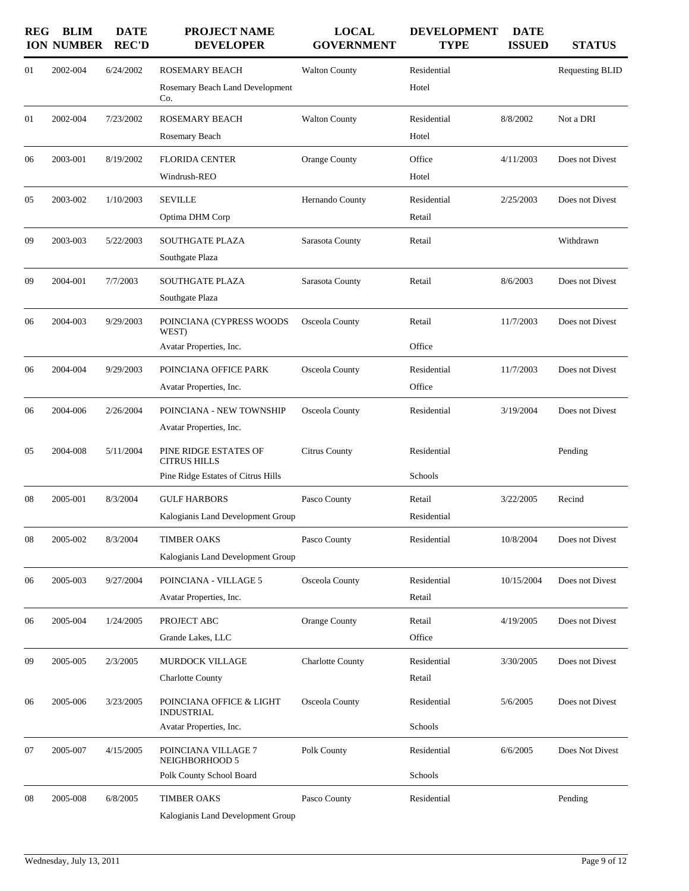| REGION | BLIM NUMBER | DATE REC'D | PROJECT NAME DEVELOPER | LOCAL GOVERNMENT | DEVELOPMENT TYPE | DATE ISSUED | STATUS |
|---|---|---|---|---|---|---|---|
| 01 | 2002-004 | 6/24/2002 | ROSEMARY BEACH<br>Rosemary Beach Land Development Co. | Walton County | Residential<br>Hotel | | Requesting BLID |
| 01 | 2002-004 | 7/23/2002 | ROSEMARY BEACH<br>Rosemary Beach | Walton County | Residential<br>Hotel | 8/8/2002 | Not a DRI |
| 06 | 2003-001 | 8/19/2002 | FLORIDA CENTER<br>Windrush-REO | Orange County | Office<br>Hotel | 4/11/2003 | Does not Divest |
| 05 | 2003-002 | 1/10/2003 | SEVILLE<br>Optima DHM Corp | Hernando County | Residential<br>Retail | 2/25/2003 | Does not Divest |
| 09 | 2003-003 | 5/22/2003 | SOUTHGATE PLAZA<br>Southgate Plaza | Sarasota County | Retail | | Withdrawn |
| 09 | 2004-001 | 7/7/2003 | SOUTHGATE PLAZA<br>Southgate Plaza | Sarasota County | Retail | 8/6/2003 | Does not Divest |
| 06 | 2004-003 | 9/29/2003 | POINCIANA (CYPRESS WOODS WEST)<br>Avatar Properties, Inc. | Osceola County | Retail<br>Office | 11/7/2003 | Does not Divest |
| 06 | 2004-004 | 9/29/2003 | POINCIANA OFFICE PARK<br>Avatar Properties, Inc. | Osceola County | Residential<br>Office | 11/7/2003 | Does not Divest |
| 06 | 2004-006 | 2/26/2004 | POINCIANA - NEW TOWNSHIP<br>Avatar Properties, Inc. | Osceola County | Residential | 3/19/2004 | Does not Divest |
| 05 | 2004-008 | 5/11/2004 | PINE RIDGE ESTATES OF CITRUS HILLS<br>Pine Ridge Estates of Citrus Hills | Citrus County | Residential<br>Schools | | Pending |
| 08 | 2005-001 | 8/3/2004 | GULF HARBORS<br>Kalogianis Land Development Group | Pasco County | Retail<br>Residential | 3/22/2005 | Recind |
| 08 | 2005-002 | 8/3/2004 | TIMBER OAKS<br>Kalogianis Land Development Group | Pasco County | Residential | 10/8/2004 | Does not Divest |
| 06 | 2005-003 | 9/27/2004 | POINCIANA - VILLAGE 5<br>Avatar Properties, Inc. | Osceola County | Residential<br>Retail | 10/15/2004 | Does not Divest |
| 06 | 2005-004 | 1/24/2005 | PROJECT ABC<br>Grande Lakes, LLC | Orange County | Retail<br>Office | 4/19/2005 | Does not Divest |
| 09 | 2005-005 | 2/3/2005 | MURDOCK VILLAGE<br>Charlotte County | Charlotte County | Residential<br>Retail | 3/30/2005 | Does not Divest |
| 06 | 2005-006 | 3/23/2005 | POINCIANA OFFICE & LIGHT INDUSTRIAL<br>Avatar Properties, Inc. | Osceola County | Residential<br>Schools | 5/6/2005 | Does not Divest |
| 07 | 2005-007 | 4/15/2005 | POINCIANA VILLAGE 7 NEIGHBORHOOD 5<br>Polk County School Board | Polk County | Residential<br>Schools | 6/6/2005 | Does Not Divest |
| 08 | 2005-008 | 6/8/2005 | TIMBER OAKS<br>Kalogianis Land Development Group | Pasco County | Residential | | Pending |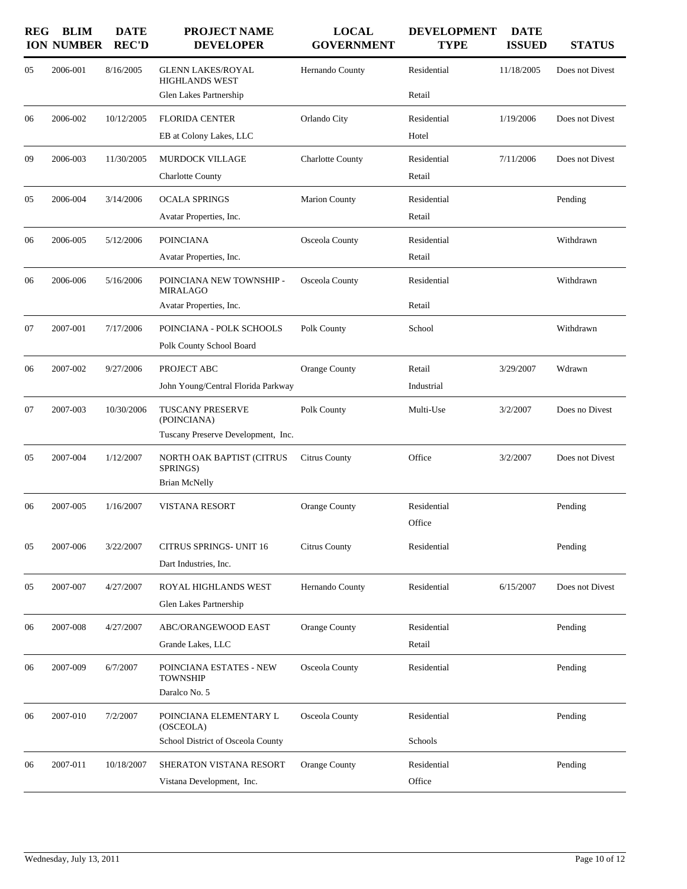| REGION | BLIM NUMBER | DATE REC'D | PROJECT NAME DEVELOPER | LOCAL GOVERNMENT | DEVELOPMENT TYPE | DATE ISSUED | STATUS |
|---|---|---|---|---|---|---|---|
| 05 | 2006-001 | 8/16/2005 | GLENN LAKES/ROYAL HIGHLANDS WEST<br>Glen Lakes Partnership | Hernando County | Residential<br>Retail | 11/18/2005 | Does not Divest |
| 06 | 2006-002 | 10/12/2005 | FLORIDA CENTER<br>EB at Colony Lakes, LLC | Orlando City | Residential<br>Hotel | 1/19/2006 | Does not Divest |
| 09 | 2006-003 | 11/30/2005 | MURDOCK VILLAGE<br>Charlotte County | Charlotte County | Residential<br>Retail | 7/11/2006 | Does not Divest |
| 05 | 2006-004 | 3/14/2006 | OCALA SPRINGS<br>Avatar Properties, Inc. | Marion County | Residential<br>Retail | | Pending |
| 06 | 2006-005 | 5/12/2006 | POINCIANA<br>Avatar Properties, Inc. | Osceola County | Residential<br>Retail | | Withdrawn |
| 06 | 2006-006 | 5/16/2006 | POINCIANA NEW TOWNSHIP - MIRALAGO<br>Avatar Properties, Inc. | Osceola County | Residential<br>Retail | | Withdrawn |
| 07 | 2007-001 | 7/17/2006 | POINCIANA - POLK SCHOOLS<br>Polk County School Board | Polk County | School | | Withdrawn |
| 06 | 2007-002 | 9/27/2006 | PROJECT ABC<br>John Young/Central Florida Parkway | Orange County | Retail<br>Industrial | 3/29/2007 | Wdrawn |
| 07 | 2007-003 | 10/30/2006 | TUSCANY PRESERVE (POINCIANA)<br>Tuscany Preserve Development, Inc. | Polk County | Multi-Use | 3/2/2007 | Does no Divest |
| 05 | 2007-004 | 1/12/2007 | NORTH OAK BAPTIST (CITRUS SPRINGS)<br>Brian McNelly | Citrus County | Office | 3/2/2007 | Does not Divest |
| 06 | 2007-005 | 1/16/2007 | VISTANA RESORT | Orange County | Residential<br>Office | | Pending |
| 05 | 2007-006 | 3/22/2007 | CITRUS SPRINGS- UNIT 16<br>Dart Industries, Inc. | Citrus County | Residential | | Pending |
| 05 | 2007-007 | 4/27/2007 | ROYAL HIGHLANDS WEST<br>Glen Lakes Partnership | Hernando County | Residential | 6/15/2007 | Does not Divest |
| 06 | 2007-008 | 4/27/2007 | ABC/ORANGEWOOD EAST<br>Grande Lakes, LLC | Orange County | Residential<br>Retail | | Pending |
| 06 | 2007-009 | 6/7/2007 | POINCIANA ESTATES - NEW TOWNSHIP<br>Daralco No. 5 | Osceola County | Residential | | Pending |
| 06 | 2007-010 | 7/2/2007 | POINCIANA ELEMENTARY L (OSCEOLA)<br>School District of Osceola County | Osceola County | Residential<br>Schools | | Pending |
| 06 | 2007-011 | 10/18/2007 | SHERATON VISTANA RESORT<br>Vistana Development, Inc. | Orange County | Residential<br>Office | | Pending |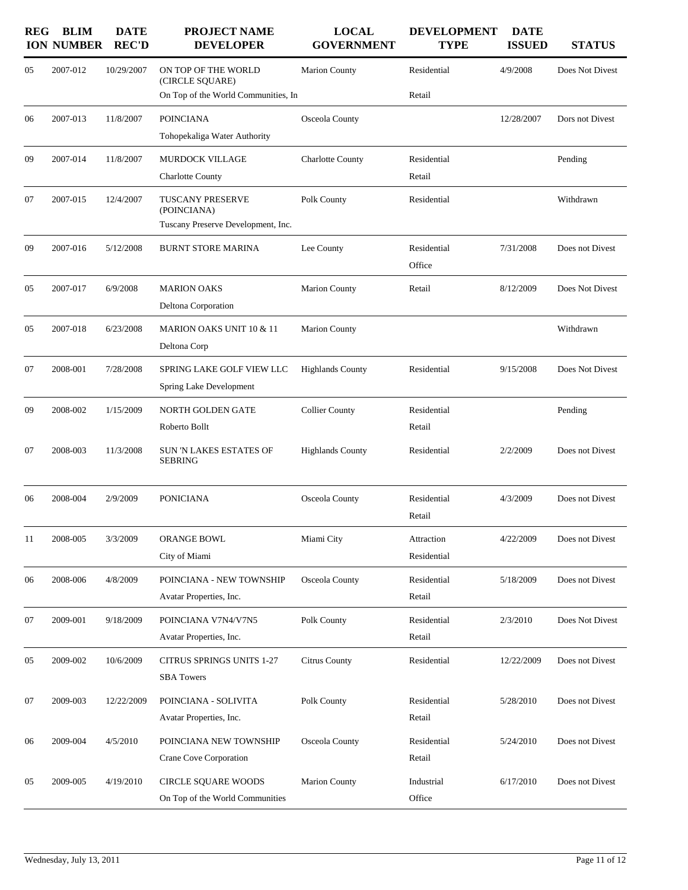| REGION | BLIM NUMBER | DATE REC'D | PROJECT NAME<br>DEVELOPER | LOCAL GOVERNMENT | DEVELOPMENT TYPE | DATE ISSUED | STATUS |
|---|---|---|---|---|---|---|---|
| 05 | 2007-012 | 10/29/2007 | ON TOP OF THE WORLD (CIRCLE SQUARE)<br>On Top of the World Communities, In | Marion County | Residential<br>Retail | 4/9/2008 | Does Not Divest |
| 06 | 2007-013 | 11/8/2007 | POINCIANA<br>Tohopekaliga Water Authority | Osceola County | | 12/28/2007 | Dors not Divest |
| 09 | 2007-014 | 11/8/2007 | MURDOCK VILLAGE<br>Charlotte County | Charlotte County | Residential<br>Retail | | Pending |
| 07 | 2007-015 | 12/4/2007 | TUSCANY PRESERVE (POINCIANA)<br>Tuscany Preserve Development, Inc. | Polk County | Residential | | Withdrawn |
| 09 | 2007-016 | 5/12/2008 | BURNT STORE MARINA | Lee County | Residential<br>Office | 7/31/2008 | Does not Divest |
| 05 | 2007-017 | 6/9/2008 | MARION OAKS<br>Deltona Corporation | Marion County | Retail | 8/12/2009 | Does Not Divest |
| 05 | 2007-018 | 6/23/2008 | MARION OAKS UNIT 10 & 11<br>Deltona Corp | Marion County | | | Withdrawn |
| 07 | 2008-001 | 7/28/2008 | SPRING LAKE GOLF VIEW LLC<br>Spring Lake Development | Highlands County | Residential | 9/15/2008 | Does Not Divest |
| 09 | 2008-002 | 1/15/2009 | NORTH GOLDEN GATE<br>Roberto Bollt | Collier County | Residential<br>Retail | | Pending |
| 07 | 2008-003 | 11/3/2008 | SUN 'N LAKES ESTATES OF SEBRING | Highlands County | Residential | 2/2/2009 | Does not Divest |
| 06 | 2008-004 | 2/9/2009 | PONICIANA | Osceola County | Residential<br>Retail | 4/3/2009 | Does not Divest |
| 11 | 2008-005 | 3/3/2009 | ORANGE BOWL<br>City of Miami | Miami City | Attraction<br>Residential | 4/22/2009 | Does not Divest |
| 06 | 2008-006 | 4/8/2009 | POINCIANA - NEW TOWNSHIP<br>Avatar Properties, Inc. | Osceola County | Residential<br>Retail | 5/18/2009 | Does not Divest |
| 07 | 2009-001 | 9/18/2009 | POINCIANA V7N4/V7N5<br>Avatar Properties, Inc. | Polk County | Residential<br>Retail | 2/3/2010 | Does Not Divest |
| 05 | 2009-002 | 10/6/2009 | CITRUS SPRINGS UNITS 1-27<br>SBA Towers | Citrus County | Residential | 12/22/2009 | Does not Divest |
| 07 | 2009-003 | 12/22/2009 | POINCIANA - SOLIVITA<br>Avatar Properties, Inc. | Polk County | Residential<br>Retail | 5/28/2010 | Does not Divest |
| 06 | 2009-004 | 4/5/2010 | POINCIANA NEW TOWNSHIP<br>Crane Cove Corporation | Osceola County | Residential<br>Retail | 5/24/2010 | Does not Divest |
| 05 | 2009-005 | 4/19/2010 | CIRCLE SQUARE WOODS<br>On Top of the World Communities | Marion County | Industrial<br>Office | 6/17/2010 | Does not Divest |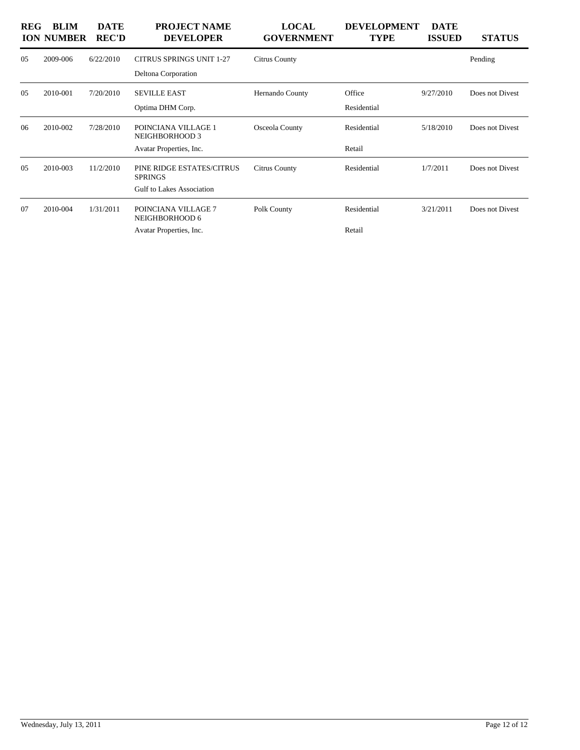| REGION | BLIM NUMBER | DATE REC'D | PROJECT NAME DEVELOPER | LOCAL GOVERNMENT | DEVELOPMENT TYPE | DATE ISSUED | STATUS |
|---|---|---|---|---|---|---|---|
| 05 | 2009-006 | 6/22/2010 | CITRUS SPRINGS UNIT 1-27<br>Deltona Corporation | Citrus County | | | Pending |
| 05 | 2010-001 | 7/20/2010 | SEVILLE EAST<br>Optima DHM Corp. | Hernando County | Office<br>Residential | 9/27/2010 | Does not Divest |
| 06 | 2010-002 | 7/28/2010 | POINCIANA VILLAGE 1 NEIGHBORHOOD 3<br>Avatar Properties, Inc. | Osceola County | Residential<br>Retail | 5/18/2010 | Does not Divest |
| 05 | 2010-003 | 11/2/2010 | PINE RIDGE ESTATES/CITRUS SPRINGS<br>Gulf to Lakes Association | Citrus County | Residential | 1/7/2011 | Does not Divest |
| 07 | 2010-004 | 1/31/2011 | POINCIANA VILLAGE 7 NEIGHBORHOOD 6<br>Avatar Properties, Inc. | Polk County | Residential<br>Retail | 3/21/2011 | Does not Divest |